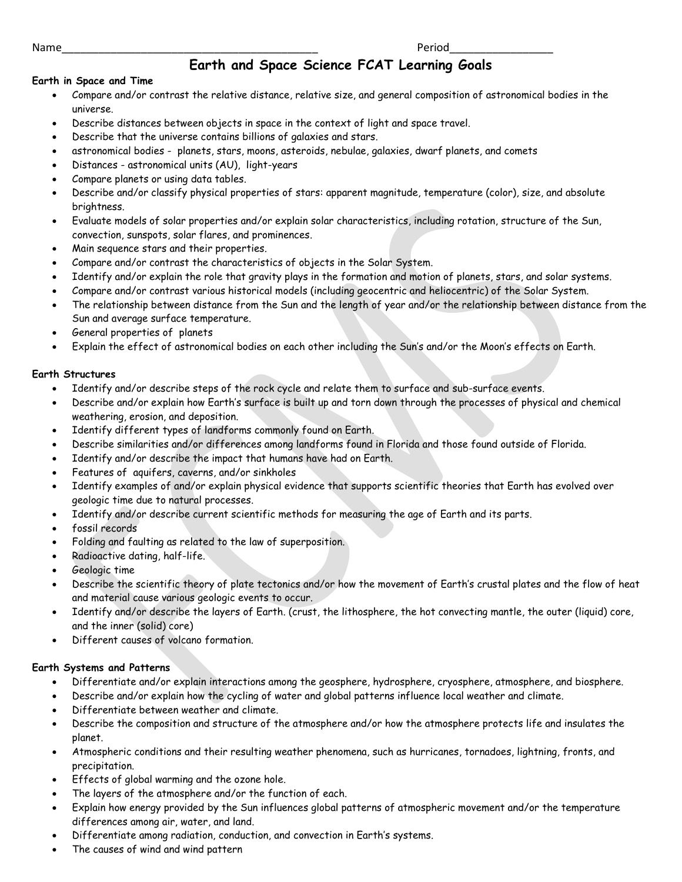Name________________________________________ Period________________

# Earth and Space Science FCAT Learning Goals

**Earth in Space and Time**

- Compare and/or contrast the relative distance, relative size, and general composition of astronomical bodies in the universe.
- Describe distances between objects in space in the context of light and space travel.
- Describe that the universe contains billions of galaxies and stars.
- astronomical bodies - planets, stars, moons, asteroids, nebulae, galaxies, dwarf planets, and comets
- Distances - astronomical units (AU), light-years
- Compare planets or using data tables.
- Describe and/or classify physical properties of stars: apparent magnitude, temperature (color), size, and absolute brightness.
- Evaluate models of solar properties and/or explain solar characteristics, including rotation, structure of the Sun, convection, sunspots, solar flares, and prominences.
- Main sequence stars and their properties.
- Compare and/or contrast the characteristics of objects in the Solar System.
- Identify and/or explain the role that gravity plays in the formation and motion of planets, stars, and solar systems.
- Compare and/or contrast various historical models (including geocentric and heliocentric) of the Solar System.
- The relationship between distance from the Sun and the length of year and/or the relationship between distance from the Sun and average surface temperature.
- General properties of planets
- Explain the effect of astronomical bodies on each other including the Sun's and/or the Moon's effects on Earth.

**Earth Structures**

- Identify and/or describe steps of the rock cycle and relate them to surface and sub-surface events.
- Describe and/or explain how Earth's surface is built up and torn down through the processes of physical and chemical weathering, erosion, and deposition.
- Identify different types of landforms commonly found on Earth.
- Describe similarities and/or differences among landforms found in Florida and those found outside of Florida.
- Identify and/or describe the impact that humans have had on Earth.
- Features of aquifers, caverns, and/or sinkholes
- Identify examples of and/or explain physical evidence that supports scientific theories that Earth has evolved over geologic time due to natural processes.
- Identify and/or describe current scientific methods for measuring the age of Earth and its parts.
- fossil records
- Folding and faulting as related to the law of superposition.
- Radioactive dating, half-life.
- Geologic time
- Describe the scientific theory of plate tectonics and/or how the movement of Earth's crustal plates and the flow of heat and material cause various geologic events to occur.
- Identify and/or describe the layers of Earth. (crust, the lithosphere, the hot convecting mantle, the outer (liquid) core, and the inner (solid) core)
- Different causes of volcano formation.

**Earth Systems and Patterns**

- Differentiate and/or explain interactions among the geosphere, hydrosphere, cryosphere, atmosphere, and biosphere.
- Describe and/or explain how the cycling of water and global patterns influence local weather and climate.
- Differentiate between weather and climate.
- Describe the composition and structure of the atmosphere and/or how the atmosphere protects life and insulates the planet.
- Atmospheric conditions and their resulting weather phenomena, such as hurricanes, tornadoes, lightning, fronts, and precipitation.
- Effects of global warming and the ozone hole.
- The layers of the atmosphere and/or the function of each.
- Explain how energy provided by the Sun influences global patterns of atmospheric movement and/or the temperature differences among air, water, and land.
- Differentiate among radiation, conduction, and convection in Earth's systems.
- The causes of wind and wind pattern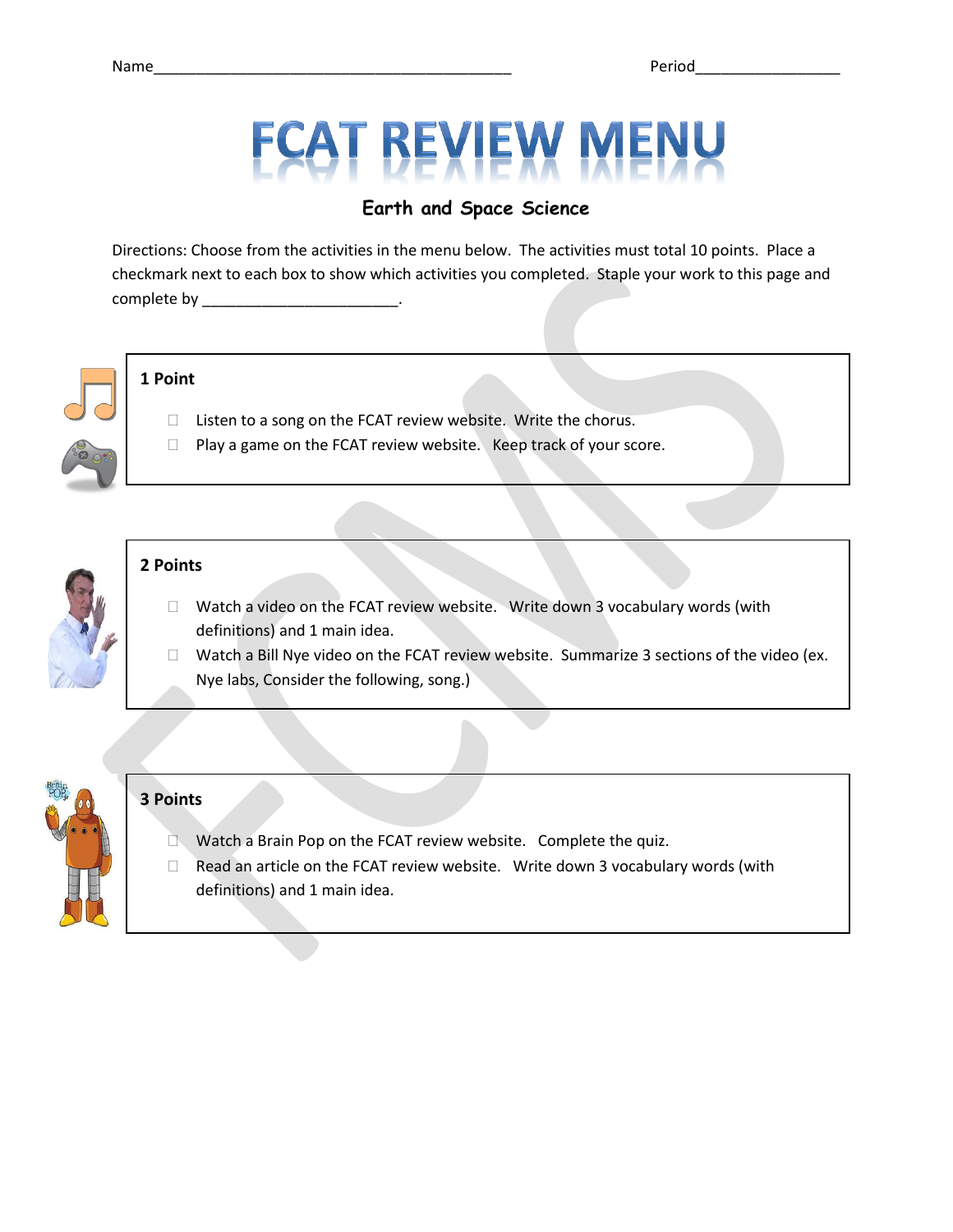Name\_\_\_\_\_\_\_\_\_\_\_\_\_\_\_\_\_\_\_\_\_\_\_\_\_\_\_\_\_\_\_\_\_\_\_\_\_\_\_\_\_\_ Period\_\_\_\_\_\_\_\_\_\_\_\_\_\_\_\_\_

# FCAT REVIEW MENU

## Earth and Space Science

Directions: Choose from the activities in the menu below. The activities must total 10 points. Place a checkmark next to each box to show which activities you completed. Staple your work to this page and complete by \_\_\_\_\_\_\_\_\_\_\_\_\_\_\_\_\_\_\_\_\_\_\_.

**1 Point**

- ☐ Listen to a song on the FCAT review website. Write the chorus.
- ☐ Play a game on the FCAT review website. Keep track of your score.

**2 Points**

- ☐ Watch a video on the FCAT review website. Write down 3 vocabulary words (with definitions) and 1 main idea.
- ☐ Watch a Bill Nye video on the FCAT review website. Summarize 3 sections of the video (ex. Nye labs, Consider the following, song.)

**3 Points**

- ☐ Watch a Brain Pop on the FCAT review website. Complete the quiz.
- ☐ Read an article on the FCAT review website. Write down 3 vocabulary words (with definitions) and 1 main idea.